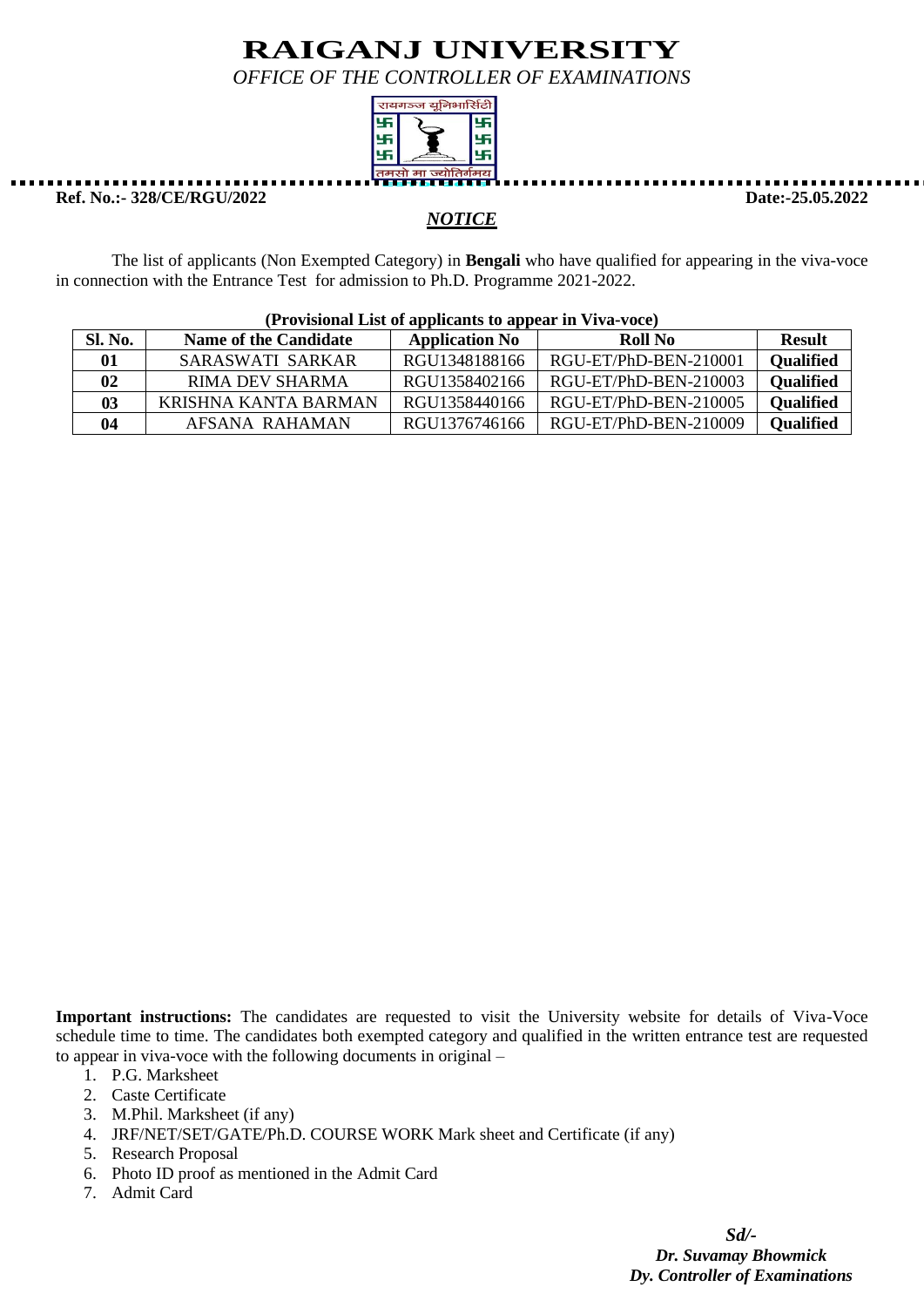# RAIGANJ UNIVERSITY

*OFFICE OF THE CONTROLLER OF EXAMINATIONS*

**Ref. No.:- 328/CE/RGU/2022** **Date:-25.05.2022**

## *NOTICE*

The list of applicants (Non Exempted Category) in **Bengali** who have qualified for appearing in the viva-voce in connection with the Entrance Test for admission to Ph.D. Programme 2021-2022.

**(Provisional List of applicants to appear in Viva-voce)**

| Sl. No. | Name of the Candidate | Application No | Roll No | Result |
|---|---|---|---|---|
| 01 | SARASWATI SARKAR | RGU1348188166 | RGU-ET/PhD-BEN-210001 | **Qualified** |
| 02 | RIMA DEV SHARMA | RGU1358402166 | RGU-ET/PhD-BEN-210003 | **Qualified** |
| 03 | KRISHNA KANTA BARMAN | RGU1358440166 | RGU-ET/PhD-BEN-210005 | **Qualified** |
| 04 | AFSANA RAHAMAN | RGU1376746166 | RGU-ET/PhD-BEN-210009 | **Qualified** |

**Important instructions:** The candidates are requested to visit the University website for details of Viva-Voce schedule time to time. The candidates both exempted category and qualified in the written entrance test are requested to appear in viva-voce with the following documents in original –

1. P.G. Marksheet
2. Caste Certificate
3. M.Phil. Marksheet (if any)
4. JRF/NET/SET/GATE/Ph.D. COURSE WORK Mark sheet and Certificate (if any)
5. Research Proposal
6. Photo ID proof as mentioned in the Admit Card
7. Admit Card

***Sd/-***
***Dr. Suvamay Bhowmick***
***Dy. Controller of Examinations***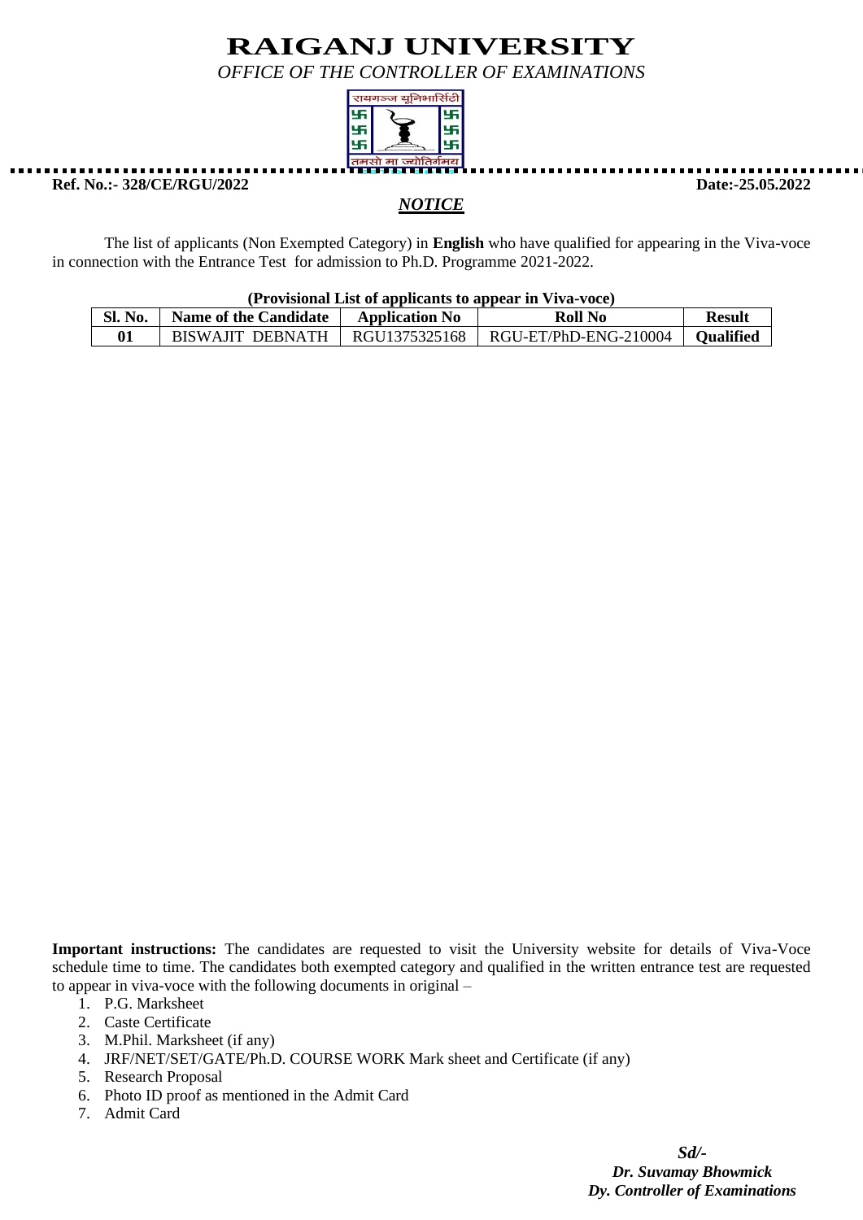# RAIGANJ UNIVERSITY

*OFFICE OF THE CONTROLLER OF EXAMINATIONS*

**Ref. No.:- 328/CE/RGU/2022** **Date:-25.05.2022**

***NOTICE***

The list of applicants (Non Exempted Category) in **English** who have qualified for appearing in the Viva-voce in connection with the Entrance Test for admission to Ph.D. Programme 2021-2022.

**(Provisional List of applicants to appear in Viva-voce)**

| Sl. No. | Name of the Candidate | Application No | Roll No | Result |
|---|---|---|---|---|
| 01 | BISWAJIT DEBNATH | RGU1375325168 | RGU-ET/PhD-ENG-210004 | Qualified |

**Important instructions:** The candidates are requested to visit the University website for details of Viva-Voce schedule time to time. The candidates both exempted category and qualified in the written entrance test are requested to appear in viva-voce with the following documents in original –

1. P.G. Marksheet
2. Caste Certificate
3. M.Phil. Marksheet (if any)
4. JRF/NET/SET/GATE/Ph.D. COURSE WORK Mark sheet and Certificate (if any)
5. Research Proposal
6. Photo ID proof as mentioned in the Admit Card
7. Admit Card

*Sd/-*
***Dr. Suvamay Bhowmick***
***Dy. Controller of Examinations***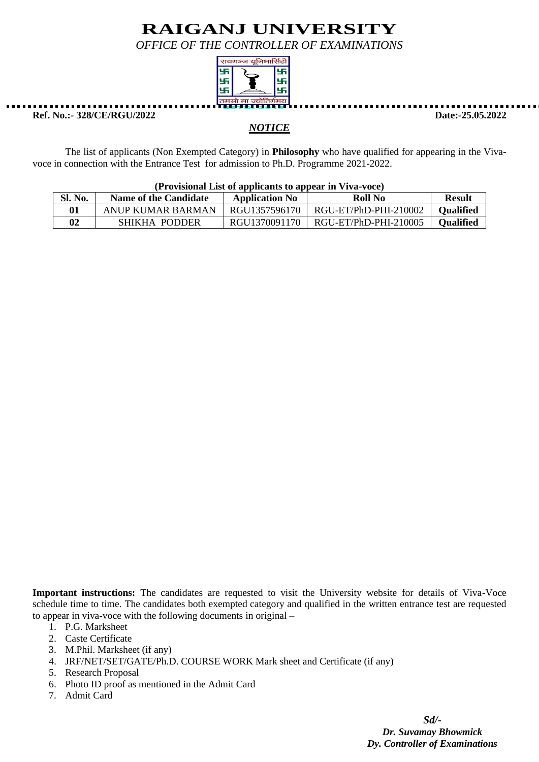# RAIGANJ UNIVERSITY

*OFFICE OF THE CONTROLLER OF EXAMINATIONS*

रायगञ्ज यूनिभार्सिटी

तमसो मा ज्योतिर्गमय

**Ref. No.:- 328/CE/RGU/2022** **Date:-25.05.2022**

***NOTICE***

The list of applicants (Non Exempted Category) in **Philosophy** who have qualified for appearing in the Viva-voce in connection with the Entrance Test for admission to Ph.D. Programme 2021-2022.

**(Provisional List of applicants to appear in Viva-voce)**

| Sl. No. | Name of the Candidate | Application No | Roll No | Result |
|---|---|---|---|---|
| 01 | ANUP KUMAR BARMAN | RGU1357596170 | RGU-ET/PhD-PHI-210002 | Qualified |
| 02 | SHIKHA PODDER | RGU1370091170 | RGU-ET/PhD-PHI-210005 | Qualified |

**Important instructions:** The candidates are requested to visit the University website for details of Viva-Voce schedule time to time. The candidates both exempted category and qualified in the written entrance test are requested to appear in viva-voce with the following documents in original –

1. P.G. Marksheet
2. Caste Certificate
3. M.Phil. Marksheet (if any)
4. JRF/NET/SET/GATE/Ph.D. COURSE WORK Mark sheet and Certificate (if any)
5. Research Proposal
6. Photo ID proof as mentioned in the Admit Card
7. Admit Card

***Sd/-***
***Dr. Suvamay Bhowmick***
***Dy. Controller of Examinations***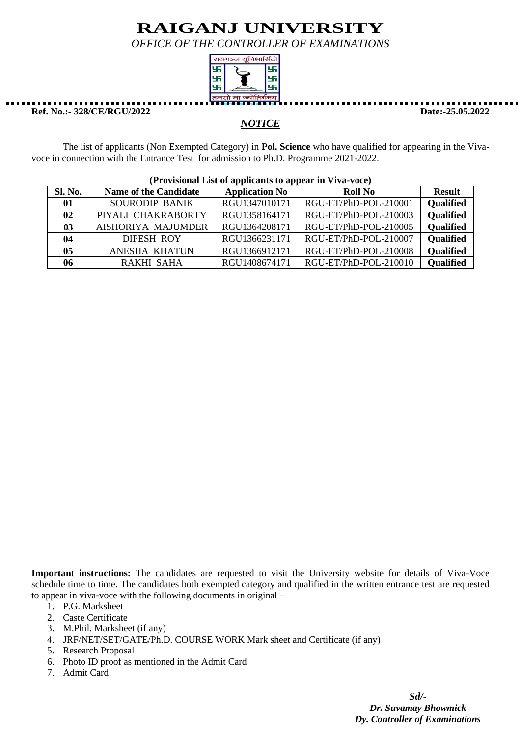# RAIGANJ UNIVERSITY

*OFFICE OF THE CONTROLLER OF EXAMINATIONS*

**Ref. No.:- 328/CE/RGU/2022** **Date:-25.05.2022**

***NOTICE***

The list of applicants (Non Exempted Category) in **Pol. Science** who have qualified for appearing in the Viva-voce in connection with the Entrance Test for admission to Ph.D. Programme 2021-2022.

**(Provisional List of applicants to appear in Viva-voce)**

| Sl. No. | Name of the Candidate | Application No | Roll No | Result |
|---|---|---|---|---|
| **01** | SOURODIP BANIK | RGU1347010171 | RGU-ET/PhD-POL-210001 | **Qualified** |
| **02** | PIYALI CHAKRABORTY | RGU1358164171 | RGU-ET/PhD-POL-210003 | **Qualified** |
| **03** | AISHORIYA MAJUMDER | RGU1364208171 | RGU-ET/PhD-POL-210005 | **Qualified** |
| **04** | DIPESH ROY | RGU1366231171 | RGU-ET/PhD-POL-210007 | **Qualified** |
| **05** | ANESHA KHATUN | RGU1366912171 | RGU-ET/PhD-POL-210008 | **Qualified** |
| **06** | RAKHI SAHA | RGU1408674171 | RGU-ET/PhD-POL-210010 | **Qualified** |

**Important instructions:** The candidates are requested to visit the University website for details of Viva-Voce schedule time to time. The candidates both exempted category and qualified in the written entrance test are requested to appear in viva-voce with the following documents in original –

1. P.G. Marksheet
2. Caste Certificate
3. M.Phil. Marksheet (if any)
4. JRF/NET/SET/GATE/Ph.D. COURSE WORK Mark sheet and Certificate (if any)
5. Research Proposal
6. Photo ID proof as mentioned in the Admit Card
7. Admit Card

*Sd/-*
***Dr. Suvamay Bhowmick***
***Dy. Controller of Examinations***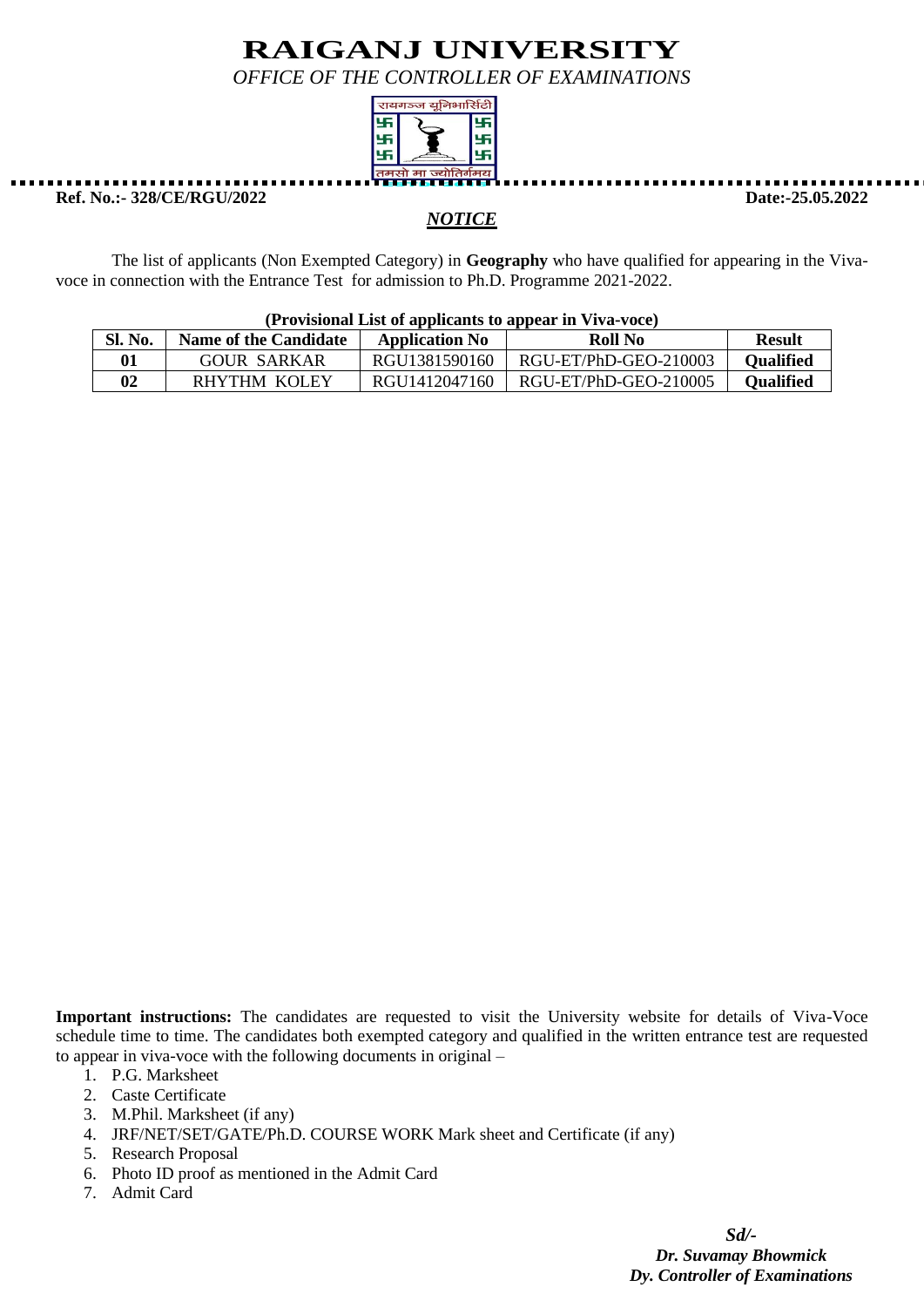# RAIGANJ UNIVERSITY

*OFFICE OF THE CONTROLLER OF EXAMINATIONS*

**Ref. No.:- 328/CE/RGU/2022** **Date:-25.05.2022**

***NOTICE***

The list of applicants (Non Exempted Category) in **Geography** who have qualified for appearing in the Viva-voce in connection with the Entrance Test for admission to Ph.D. Programme 2021-2022.

**(Provisional List of applicants to appear in Viva-voce)**

| Sl. No. | Name of the Candidate | Application No | Roll No | Result |
|---|---|---|---|---|
| **01** | GOUR SARKAR | RGU1381590160 | RGU-ET/PhD-GEO-210003 | **Qualified** |
| **02** | RHYTHM KOLEY | RGU1412047160 | RGU-ET/PhD-GEO-210005 | **Qualified** |

**Important instructions:** The candidates are requested to visit the University website for details of Viva-Voce schedule time to time. The candidates both exempted category and qualified in the written entrance test are requested to appear in viva-voce with the following documents in original –

1. P.G. Marksheet
2. Caste Certificate
3. M.Phil. Marksheet (if any)
4. JRF/NET/SET/GATE/Ph.D. COURSE WORK Mark sheet and Certificate (if any)
5. Research Proposal
6. Photo ID proof as mentioned in the Admit Card
7. Admit Card

***Sd/-***
***Dr. Suvamay Bhowmick***
***Dy. Controller of Examinations***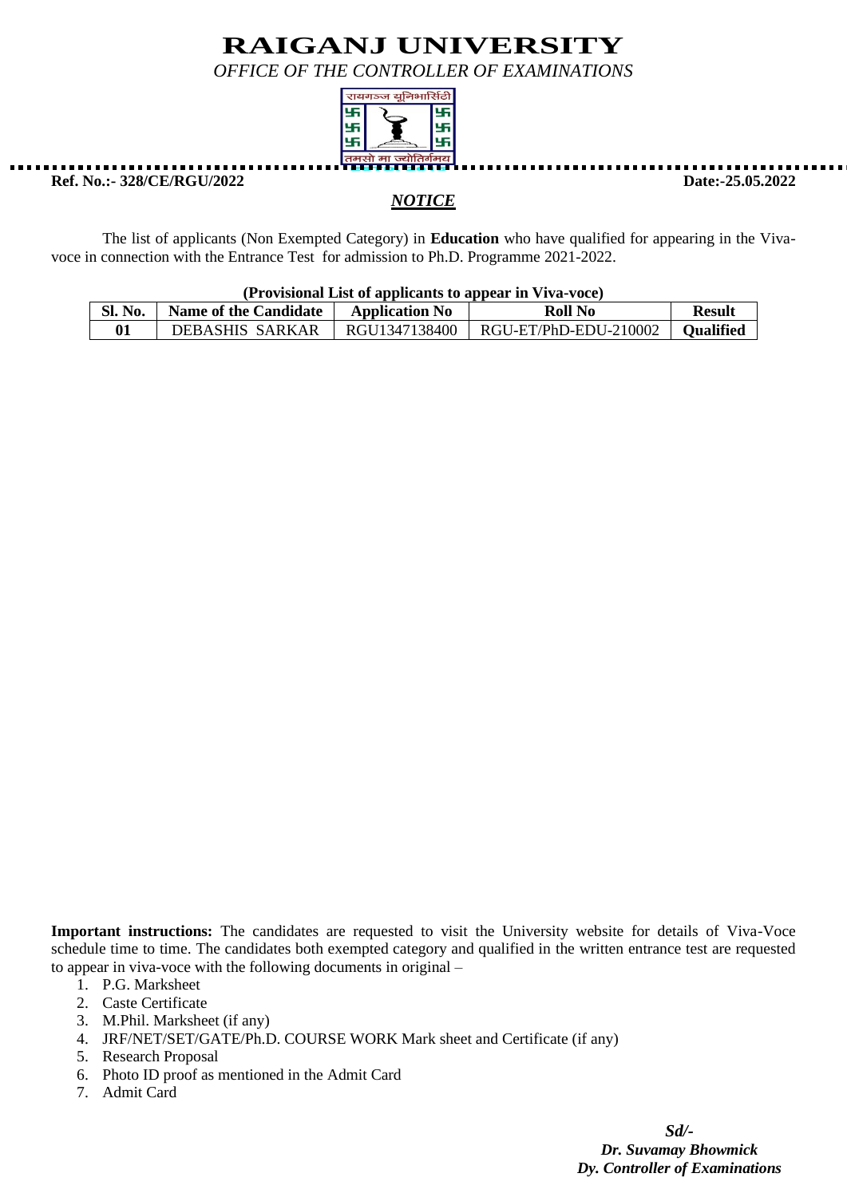# RAIGANJ UNIVERSITY

*OFFICE OF THE CONTROLLER OF EXAMINATIONS*

**Ref. No.:- 328/CE/RGU/2022** **Date:-25.05.2022**

***NOTICE***

The list of applicants (Non Exempted Category) in **Education** who have qualified for appearing in the Viva-voce in connection with the Entrance Test for admission to Ph.D. Programme 2021-2022.

**(Provisional List of applicants to appear in Viva-voce)**

| Sl. No. | Name of the Candidate | Application No | Roll No | Result |
|---|---|---|---|---|
| **01** | DEBASHIS SARKAR | RGU1347138400 | RGU-ET/PhD-EDU-210002 | **Qualified** |

**Important instructions:** The candidates are requested to visit the University website for details of Viva-Voce schedule time to time. The candidates both exempted category and qualified in the written entrance test are requested to appear in viva-voce with the following documents in original –

1. P.G. Marksheet
2. Caste Certificate
3. M.Phil. Marksheet (if any)
4. JRF/NET/SET/GATE/Ph.D. COURSE WORK Mark sheet and Certificate (if any)
5. Research Proposal
6. Photo ID proof as mentioned in the Admit Card
7. Admit Card

*Sd/-*
***Dr. Suvamay Bhowmick***
***Dy. Controller of Examinations***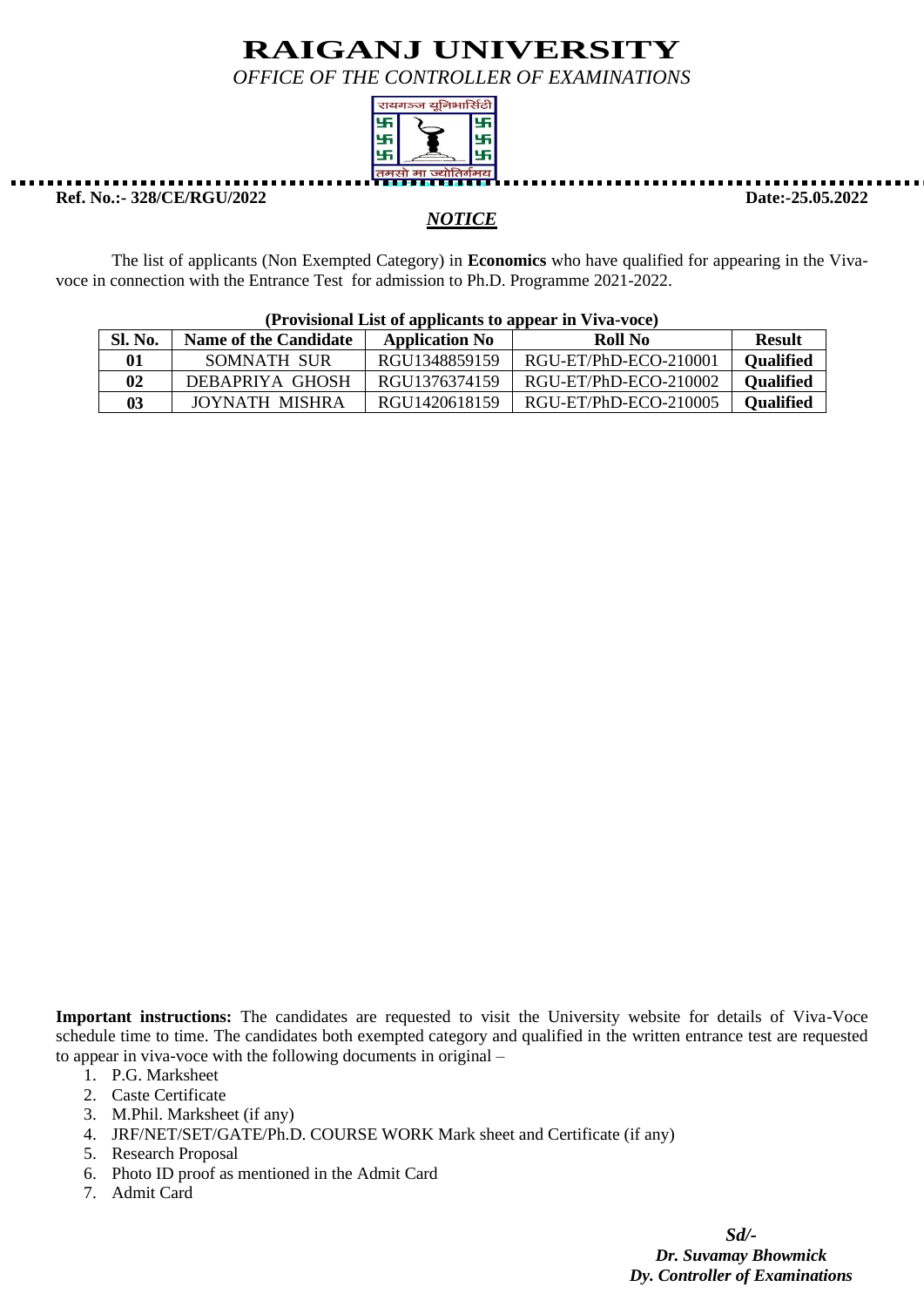# RAIGANJ UNIVERSITY

*OFFICE OF THE CONTROLLER OF EXAMINATIONS*

**Ref. No.:- 328/CE/RGU/2022** **Date:-25.05.2022**

## ***NOTICE***

The list of applicants (Non Exempted Category) in **Economics** who have qualified for appearing in the Viva-voce in connection with the Entrance Test for admission to Ph.D. Programme 2021-2022.

**(Provisional List of applicants to appear in Viva-voce)**

| Sl. No. | Name of the Candidate | Application No | Roll No | Result |
|---|---|---|---|---|
| 01 | SOMNATH SUR | RGU1348859159 | RGU-ET/PhD-ECO-210001 | Qualified |
| 02 | DEBAPRIYA GHOSH | RGU1376374159 | RGU-ET/PhD-ECO-210002 | Qualified |
| 03 | JOYNATH MISHRA | RGU1420618159 | RGU-ET/PhD-ECO-210005 | Qualified |

**Important instructions:** The candidates are requested to visit the University website for details of Viva-Voce schedule time to time. The candidates both exempted category and qualified in the written entrance test are requested to appear in viva-voce with the following documents in original –

1. P.G. Marksheet
2. Caste Certificate
3. M.Phil. Marksheet (if any)
4. JRF/NET/SET/GATE/Ph.D. COURSE WORK Mark sheet and Certificate (if any)
5. Research Proposal
6. Photo ID proof as mentioned in the Admit Card
7. Admit Card

***Sd/-***
***Dr. Suvamay Bhowmick***
***Dy. Controller of Examinations***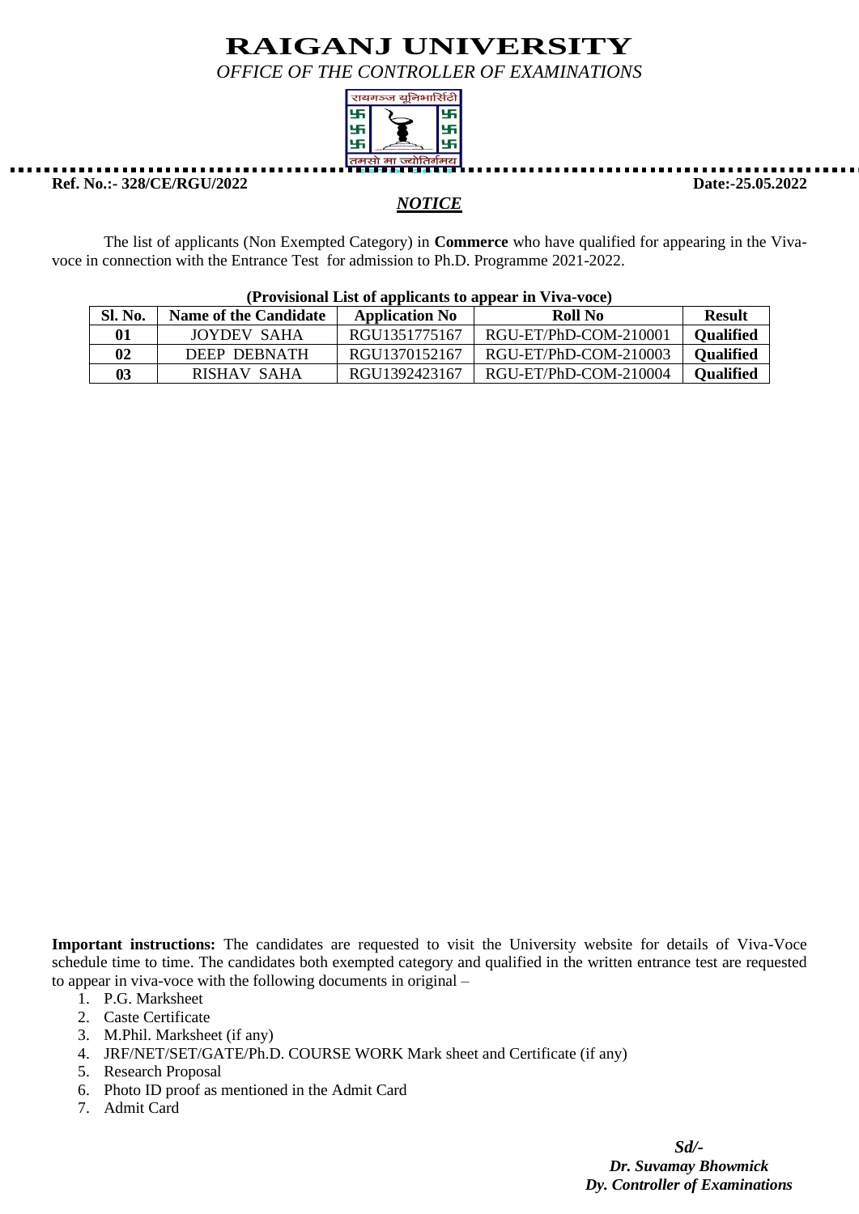# RAIGANJ UNIVERSITY

*OFFICE OF THE CONTROLLER OF EXAMINATIONS*

**Ref. No.:- 328/CE/RGU/2022** **Date:-25.05.2022**

## ***NOTICE***

The list of applicants (Non Exempted Category) in **Commerce** who have qualified for appearing in the Viva-voce in connection with the Entrance Test for admission to Ph.D. Programme 2021-2022.

**(Provisional List of applicants to appear in Viva-voce)**

| Sl. No. | Name of the Candidate | Application No | Roll No | Result |
|---|---|---|---|---|
| **01** | JOYDEV SAHA | RGU1351775167 | RGU-ET/PhD-COM-210001 | **Qualified** |
| **02** | DEEP DEBNATH | RGU1370152167 | RGU-ET/PhD-COM-210003 | **Qualified** |
| **03** | RISHAV SAHA | RGU1392423167 | RGU-ET/PhD-COM-210004 | **Qualified** |

**Important instructions:** The candidates are requested to visit the University website for details of Viva-Voce schedule time to time. The candidates both exempted category and qualified in the written entrance test are requested to appear in viva-voce with the following documents in original –

1. P.G. Marksheet
2. Caste Certificate
3. M.Phil. Marksheet (if any)
4. JRF/NET/SET/GATE/Ph.D. COURSE WORK Mark sheet and Certificate (if any)
5. Research Proposal
6. Photo ID proof as mentioned in the Admit Card
7. Admit Card

***Sd/-***
***Dr. Suvamay Bhowmick***
***Dy. Controller of Examinations***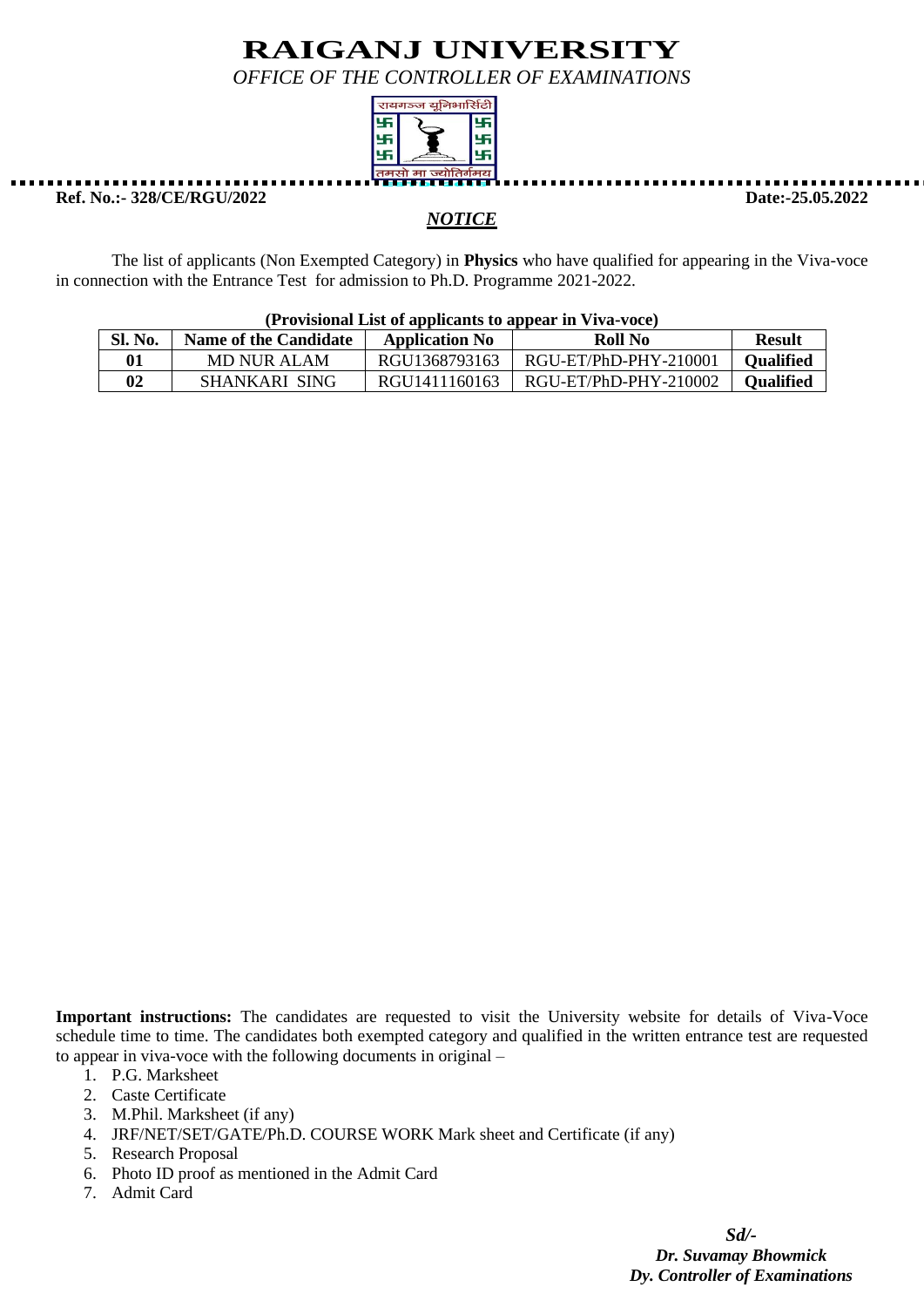# RAIGANJ UNIVERSITY

*OFFICE OF THE CONTROLLER OF EXAMINATIONS*

रायगञ्ज यूनिभार्सिटी

तमसो मा ज्योतिर्गमय

**Ref. No.:- 328/CE/RGU/2022** **Date:-25.05.2022**

***NOTICE***

The list of applicants (Non Exempted Category) in **Physics** who have qualified for appearing in the Viva-voce in connection with the Entrance Test for admission to Ph.D. Programme 2021-2022.

**(Provisional List of applicants to appear in Viva-voce)**

| Sl. No. | Name of the Candidate | Application No | Roll No | Result |
|---|---|---|---|---|
| **01** | MD NUR ALAM | RGU1368793163 | RGU-ET/PhD-PHY-210001 | **Qualified** |
| **02** | SHANKARI SING | RGU1411160163 | RGU-ET/PhD-PHY-210002 | **Qualified** |

**Important instructions:** The candidates are requested to visit the University website for details of Viva-Voce schedule time to time. The candidates both exempted category and qualified in the written entrance test are requested to appear in viva-voce with the following documents in original –

1. P.G. Marksheet
2. Caste Certificate
3. M.Phil. Marksheet (if any)
4. JRF/NET/SET/GATE/Ph.D. COURSE WORK Mark sheet and Certificate (if any)
5. Research Proposal
6. Photo ID proof as mentioned in the Admit Card
7. Admit Card

***Sd/-***
***Dr. Suvamay Bhowmick***
***Dy. Controller of Examinations***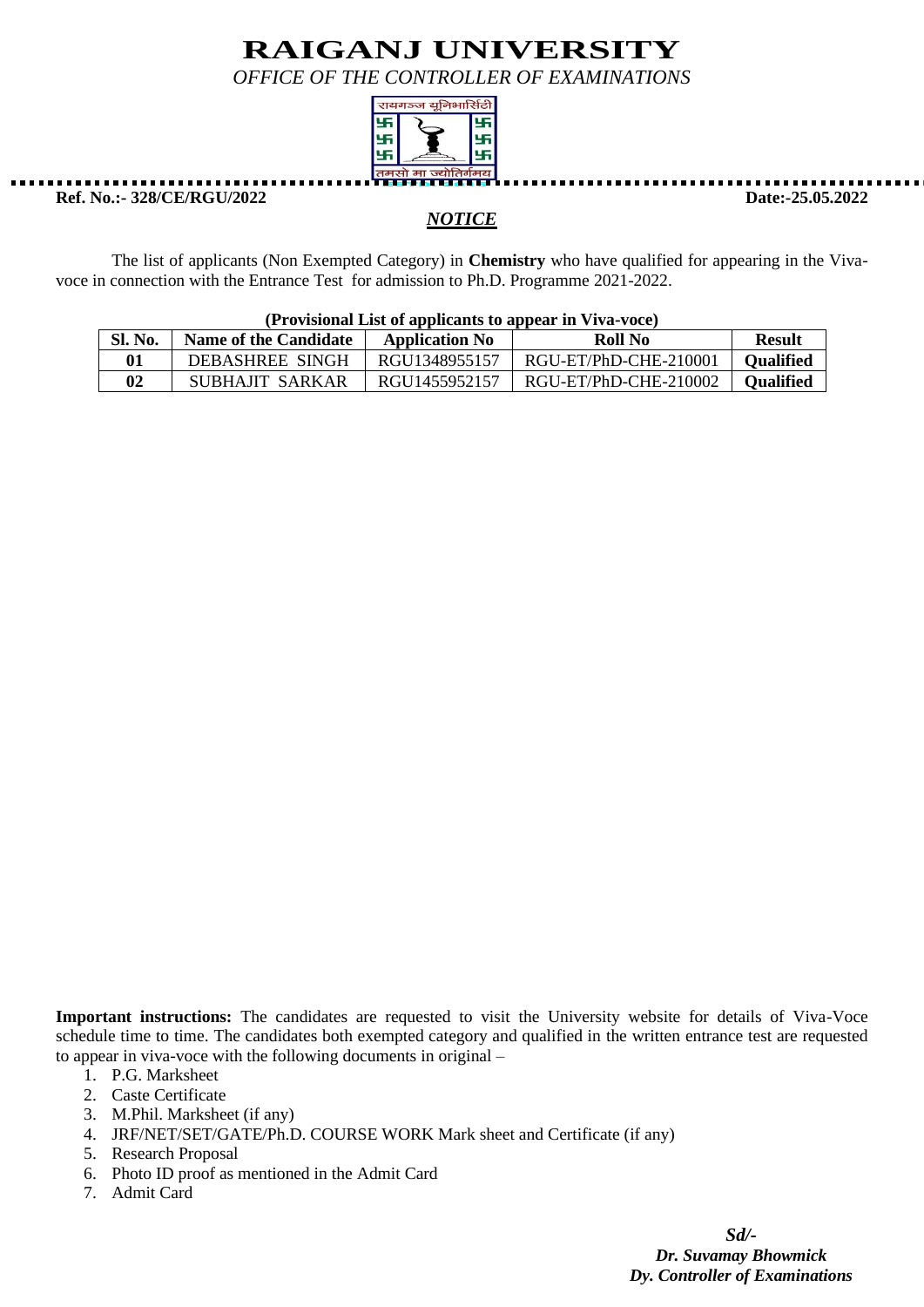# RAIGANJ UNIVERSITY

*OFFICE OF THE CONTROLLER OF EXAMINATIONS*

रायगञ्ज यूनिभार्सिटी

तमसो मा ज्योतिर्गमय

**Ref. No.:- 328/CE/RGU/2022** **Date:-25.05.2022**

## *NOTICE*

The list of applicants (Non Exempted Category) in **Chemistry** who have qualified for appearing in the Viva-voce in connection with the Entrance Test for admission to Ph.D. Programme 2021-2022.

**(Provisional List of applicants to appear in Viva-voce)**

| Sl. No. | Name of the Candidate | Application No | Roll No | Result |
|---|---|---|---|---|
| 01 | DEBASHREE SINGH | RGU1348955157 | RGU-ET/PhD-CHE-210001 | Qualified |
| 02 | SUBHAJIT SARKAR | RGU1455952157 | RGU-ET/PhD-CHE-210002 | Qualified |

**Important instructions:** The candidates are requested to visit the University website for details of Viva-Voce schedule time to time. The candidates both exempted category and qualified in the written entrance test are requested to appear in viva-voce with the following documents in original –

1. P.G. Marksheet
2. Caste Certificate
3. M.Phil. Marksheet (if any)
4. JRF/NET/SET/GATE/Ph.D. COURSE WORK Mark sheet and Certificate (if any)
5. Research Proposal
6. Photo ID proof as mentioned in the Admit Card
7. Admit Card

***Sd/-***
***Dr. Suvamay Bhowmick***
***Dy. Controller of Examinations***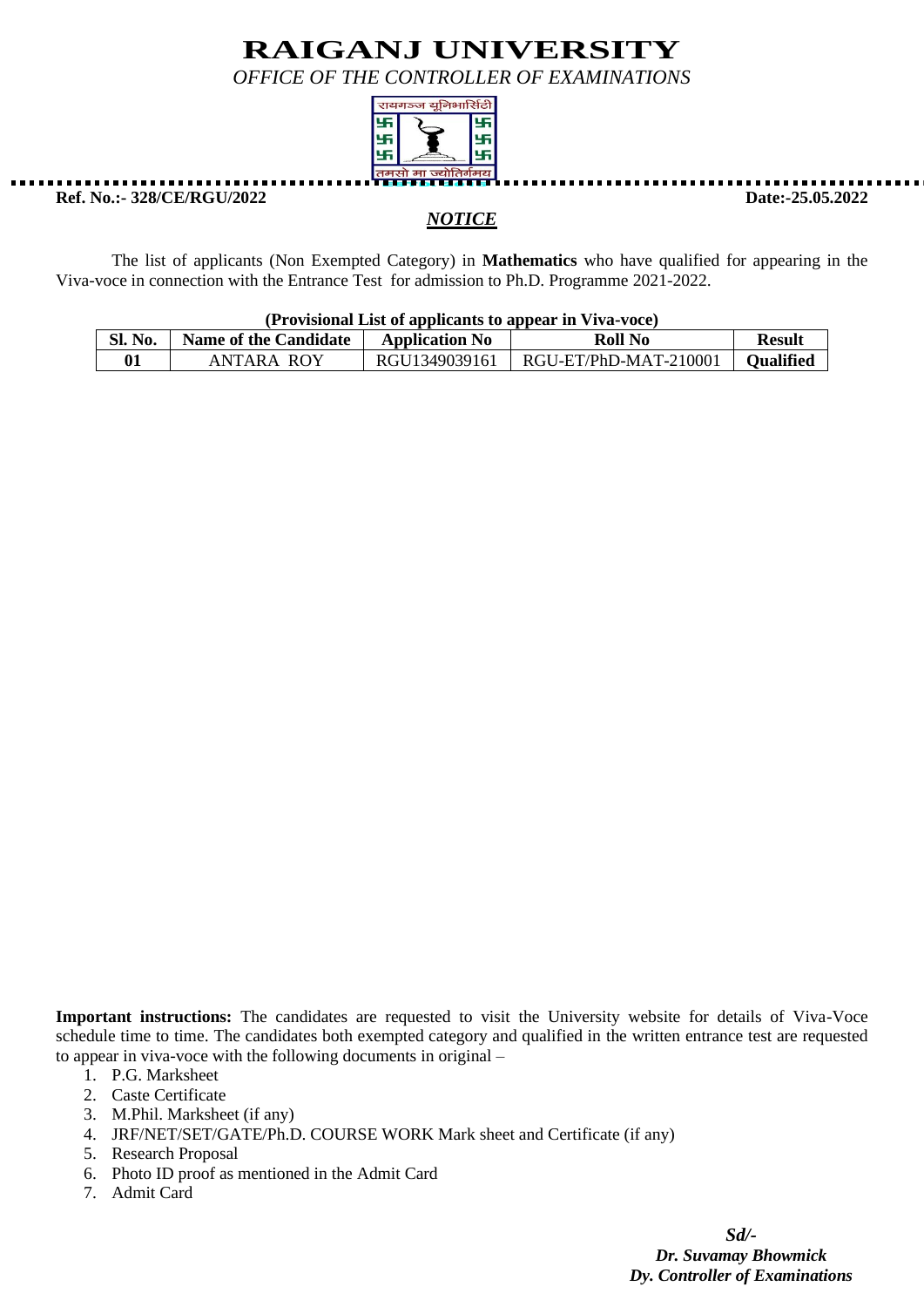# RAIGANJ UNIVERSITY

*OFFICE OF THE CONTROLLER OF EXAMINATIONS*

**Ref. No.:- 328/CE/RGU/2022** **Date:-25.05.2022**

***NOTICE***

The list of applicants (Non Exempted Category) in **Mathematics** who have qualified for appearing in the Viva-voce in connection with the Entrance Test for admission to Ph.D. Programme 2021-2022.

**(Provisional List of applicants to appear in Viva-voce)**

| Sl. No. | Name of the Candidate | Application No | Roll No | Result |
|---|---|---|---|---|
| **01** | ANTARA ROY | RGU1349039161 | RGU-ET/PhD-MAT-210001 | **Qualified** |

**Important instructions:** The candidates are requested to visit the University website for details of Viva-Voce schedule time to time. The candidates both exempted category and qualified in the written entrance test are requested to appear in viva-voce with the following documents in original –

1. P.G. Marksheet
2. Caste Certificate
3. M.Phil. Marksheet (if any)
4. JRF/NET/SET/GATE/Ph.D. COURSE WORK Mark sheet and Certificate (if any)
5. Research Proposal
6. Photo ID proof as mentioned in the Admit Card
7. Admit Card

*Sd/-*
***Dr. Suvamay Bhowmick***
***Dy. Controller of Examinations***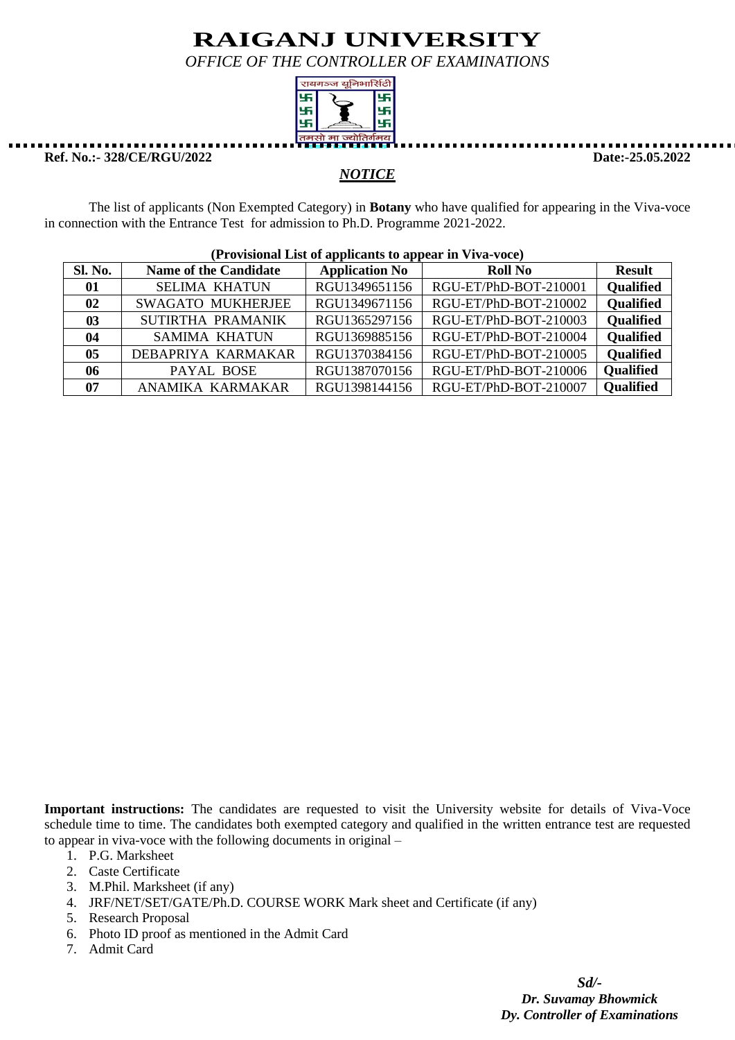# RAIGANJ UNIVERSITY

*OFFICE OF THE CONTROLLER OF EXAMINATIONS*

**Ref. No.:- 328/CE/RGU/2022** **Date:-25.05.2022**

## *NOTICE*

The list of applicants (Non Exempted Category) in **Botany** who have qualified for appearing in the Viva-voce in connection with the Entrance Test for admission to Ph.D. Programme 2021-2022.

**(Provisional List of applicants to appear in Viva-voce)**

| Sl. No. | Name of the Candidate | Application No | Roll No | Result |
|---|---|---|---|---|
| 01 | SELIMA KHATUN | RGU1349651156 | RGU-ET/PhD-BOT-210001 | Qualified |
| 02 | SWAGATO MUKHERJEE | RGU1349671156 | RGU-ET/PhD-BOT-210002 | Qualified |
| 03 | SUTIRTHA PRAMANIK | RGU1365297156 | RGU-ET/PhD-BOT-210003 | Qualified |
| 04 | SAMIMA KHATUN | RGU1369885156 | RGU-ET/PhD-BOT-210004 | Qualified |
| 05 | DEBAPRIYA KARMAKAR | RGU1370384156 | RGU-ET/PhD-BOT-210005 | Qualified |
| 06 | PAYAL BOSE | RGU1387070156 | RGU-ET/PhD-BOT-210006 | Qualified |
| 07 | ANAMIKA KARMAKAR | RGU1398144156 | RGU-ET/PhD-BOT-210007 | Qualified |

**Important instructions:** The candidates are requested to visit the University website for details of Viva-Voce schedule time to time. The candidates both exempted category and qualified in the written entrance test are requested to appear in viva-voce with the following documents in original –

1. P.G. Marksheet
2. Caste Certificate
3. M.Phil. Marksheet (if any)
4. JRF/NET/SET/GATE/Ph.D. COURSE WORK Mark sheet and Certificate (if any)
5. Research Proposal
6. Photo ID proof as mentioned in the Admit Card
7. Admit Card

*Sd/-*
***Dr. Suvamay Bhowmick***
***Dy. Controller of Examinations***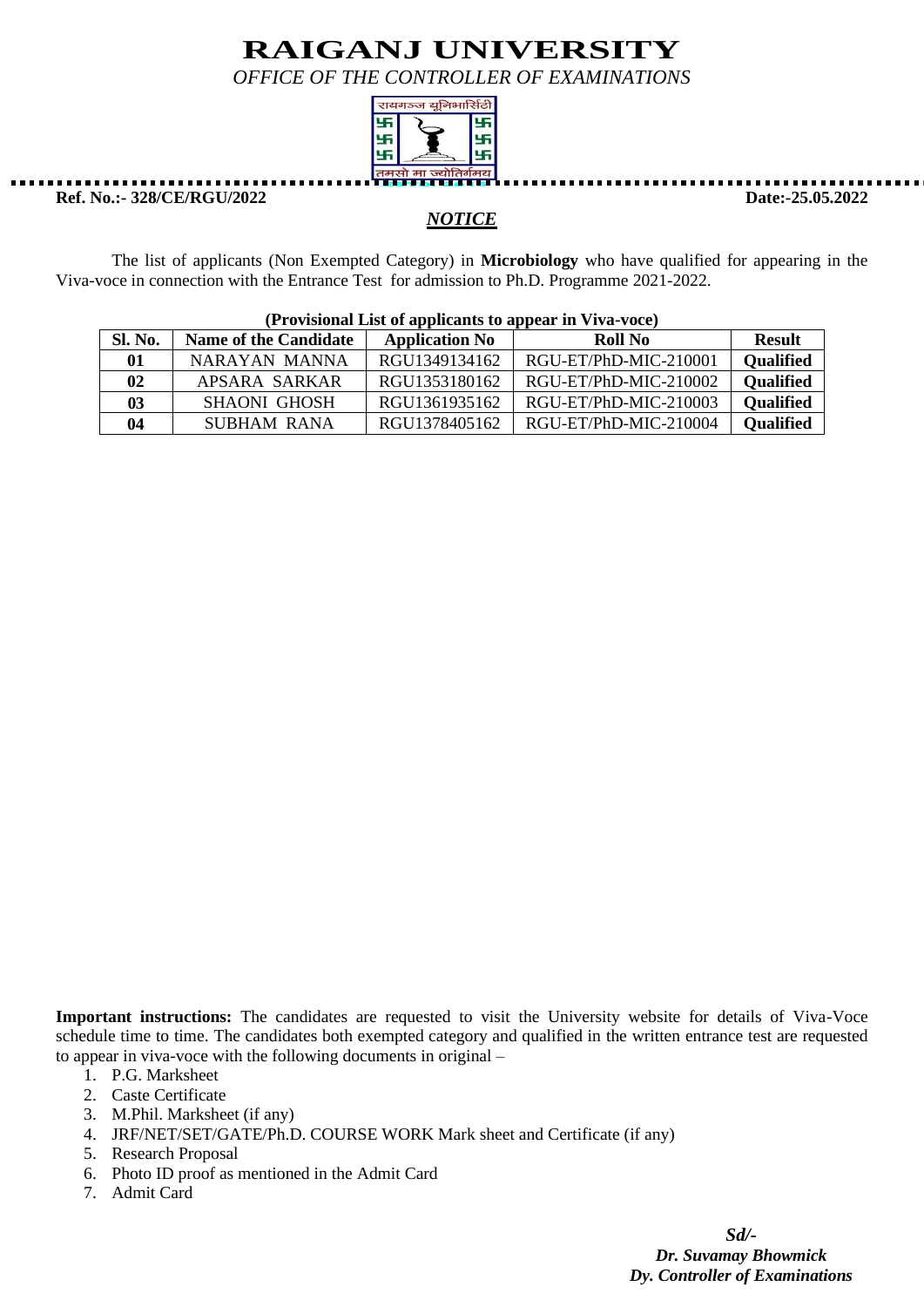# RAIGANJ UNIVERSITY

*OFFICE OF THE CONTROLLER OF EXAMINATIONS*

**Ref. No.:- 328/CE/RGU/2022** **Date:-25.05.2022**

***NOTICE***

The list of applicants (Non Exempted Category) in **Microbiology** who have qualified for appearing in the Viva-voce in connection with the Entrance Test for admission to Ph.D. Programme 2021-2022.

**(Provisional List of applicants to appear in Viva-voce)**

| Sl. No. | Name of the Candidate | Application No | Roll No | Result |
|---|---|---|---|---|
| 01 | NARAYAN MANNA | RGU1349134162 | RGU-ET/PhD-MIC-210001 | Qualified |
| 02 | APSARA SARKAR | RGU1353180162 | RGU-ET/PhD-MIC-210002 | Qualified |
| 03 | SHAONI GHOSH | RGU1361935162 | RGU-ET/PhD-MIC-210003 | Qualified |
| 04 | SUBHAM RANA | RGU1378405162 | RGU-ET/PhD-MIC-210004 | Qualified |

**Important instructions:** The candidates are requested to visit the University website for details of Viva-Voce schedule time to time. The candidates both exempted category and qualified in the written entrance test are requested to appear in viva-voce with the following documents in original –

1. P.G. Marksheet
2. Caste Certificate
3. M.Phil. Marksheet (if any)
4. JRF/NET/SET/GATE/Ph.D. COURSE WORK Mark sheet and Certificate (if any)
5. Research Proposal
6. Photo ID proof as mentioned in the Admit Card
7. Admit Card

*Sd/-*
***Dr. Suvamay Bhowmick***
***Dy. Controller of Examinations***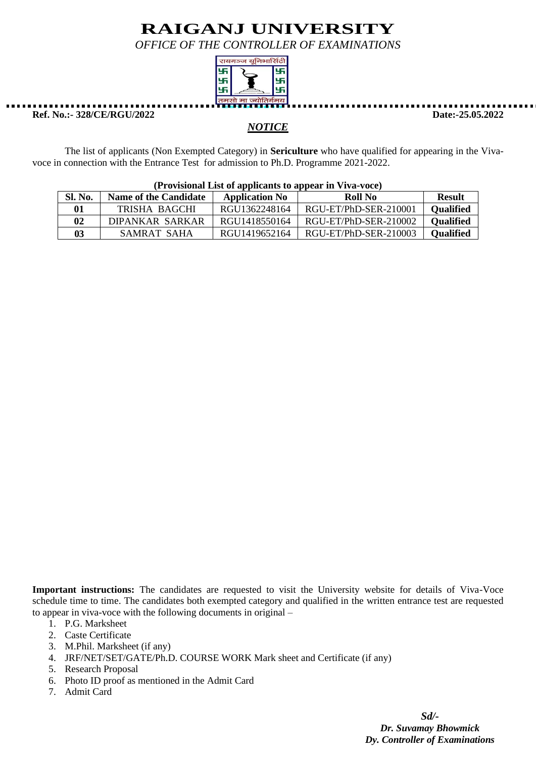# RAIGANJ UNIVERSITY

*OFFICE OF THE CONTROLLER OF EXAMINATIONS*

**Ref. No.:- 328/CE/RGU/2022** **Date:-25.05.2022**

## *NOTICE*

The list of applicants (Non Exempted Category) in **Sericulture** who have qualified for appearing in the Viva-voce in connection with the Entrance Test for admission to Ph.D. Programme 2021-2022.

**(Provisional List of applicants to appear in Viva-voce)**

| Sl. No. | Name of the Candidate | Application No | Roll No | Result |
|---|---|---|---|---|
| **01** | TRISHA BAGCHI | RGU1362248164 | RGU-ET/PhD-SER-210001 | **Qualified** |
| **02** | DIPANKAR SARKAR | RGU1418550164 | RGU-ET/PhD-SER-210002 | **Qualified** |
| **03** | SAMRAT SAHA | RGU1419652164 | RGU-ET/PhD-SER-210003 | **Qualified** |

**Important instructions:** The candidates are requested to visit the University website for details of Viva-Voce schedule time to time. The candidates both exempted category and qualified in the written entrance test are requested to appear in viva-voce with the following documents in original –

1. P.G. Marksheet
2. Caste Certificate
3. M.Phil. Marksheet (if any)
4. JRF/NET/SET/GATE/Ph.D. COURSE WORK Mark sheet and Certificate (if any)
5. Research Proposal
6. Photo ID proof as mentioned in the Admit Card
7. Admit Card

***Sd/-***
***Dr. Suvamay Bhowmick***
***Dy. Controller of Examinations***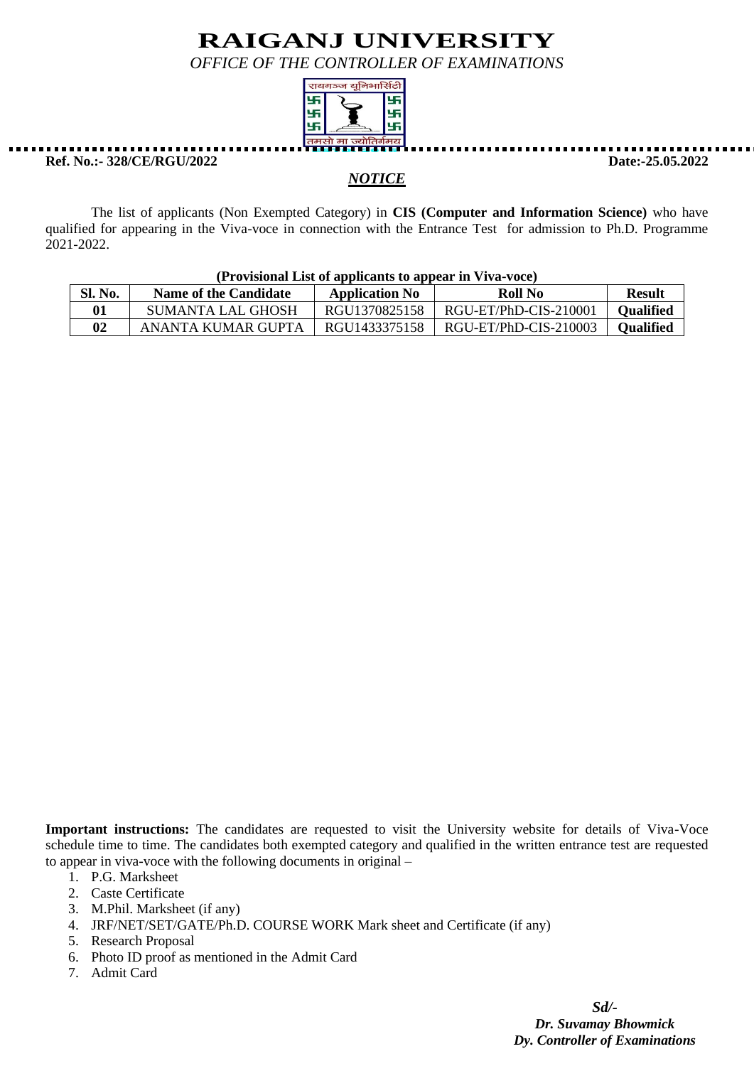# RAIGANJ UNIVERSITY

*OFFICE OF THE CONTROLLER OF EXAMINATIONS*

**Ref. No.:- 328/CE/RGU/2022** **Date:-25.05.2022**

***NOTICE***

The list of applicants (Non Exempted Category) in **CIS (Computer and Information Science)** who have qualified for appearing in the Viva-voce in connection with the Entrance Test for admission to Ph.D. Programme 2021-2022.

**(Provisional List of applicants to appear in Viva-voce)**

| Sl. No. | Name of the Candidate | Application No | Roll No | Result |
|---|---|---|---|---|
| **01** | SUMANTA LAL GHOSH | RGU1370825158 | RGU-ET/PhD-CIS-210001 | **Qualified** |
| **02** | ANANTA KUMAR GUPTA | RGU1433375158 | RGU-ET/PhD-CIS-210003 | **Qualified** |

**Important instructions:** The candidates are requested to visit the University website for details of Viva-Voce schedule time to time. The candidates both exempted category and qualified in the written entrance test are requested to appear in viva-voce with the following documents in original –

1. P.G. Marksheet
2. Caste Certificate
3. M.Phil. Marksheet (if any)
4. JRF/NET/SET/GATE/Ph.D. COURSE WORK Mark sheet and Certificate (if any)
5. Research Proposal
6. Photo ID proof as mentioned in the Admit Card
7. Admit Card

*Sd/-*
***Dr. Suvamay Bhowmick***
***Dy. Controller of Examinations***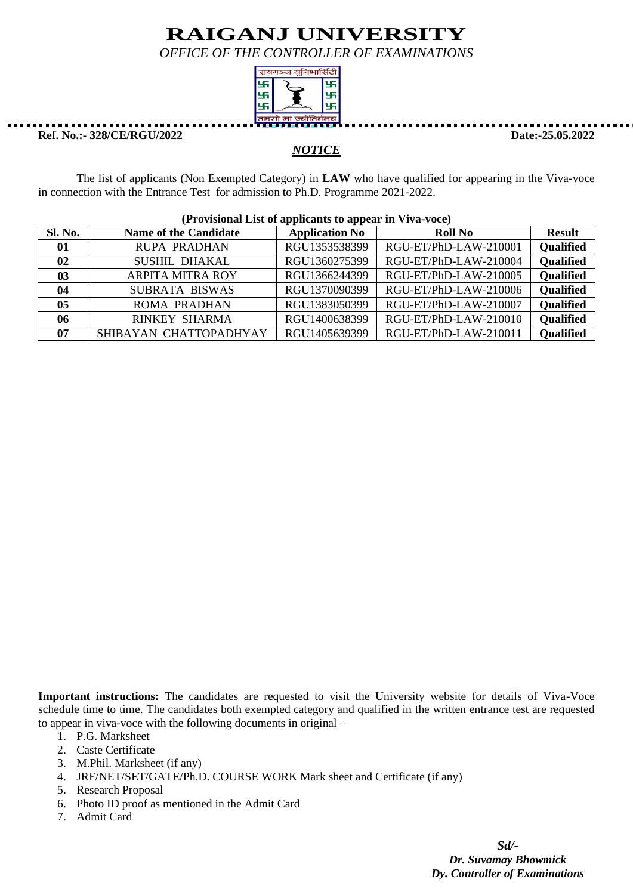# RAIGANJ UNIVERSITY

*OFFICE OF THE CONTROLLER OF EXAMINATIONS*

रायगञ्ज यूनिभार्सिटी

तमसो मा ज्योतिर्गमय

**Ref. No.:- 328/CE/RGU/2022** **Date:-25.05.2022**

## ***NOTICE***

The list of applicants (Non Exempted Category) in **LAW** who have qualified for appearing in the Viva-voce in connection with the Entrance Test for admission to Ph.D. Programme 2021-2022.

**(Provisional List of applicants to appear in Viva-voce)**

| Sl. No. | Name of the Candidate | Application No | Roll No | Result |
|---|---|---|---|---|
| 01 | RUPA PRADHAN | RGU1353538399 | RGU-ET/PhD-LAW-210001 | Qualified |
| 02 | SUSHIL DHAKAL | RGU1360275399 | RGU-ET/PhD-LAW-210004 | Qualified |
| 03 | ARPITA MITRA ROY | RGU1366244399 | RGU-ET/PhD-LAW-210005 | Qualified |
| 04 | SUBRATA BISWAS | RGU1370090399 | RGU-ET/PhD-LAW-210006 | Qualified |
| 05 | ROMA PRADHAN | RGU1383050399 | RGU-ET/PhD-LAW-210007 | Qualified |
| 06 | RINKEY SHARMA | RGU1400638399 | RGU-ET/PhD-LAW-210010 | Qualified |
| 07 | SHIBAYAN CHATTOPADHYAY | RGU1405639399 | RGU-ET/PhD-LAW-210011 | Qualified |

**Important instructions:** The candidates are requested to visit the University website for details of Viva-Voce schedule time to time. The candidates both exempted category and qualified in the written entrance test are requested to appear in viva-voce with the following documents in original –

1. P.G. Marksheet
2. Caste Certificate
3. M.Phil. Marksheet (if any)
4. JRF/NET/SET/GATE/Ph.D. COURSE WORK Mark sheet and Certificate (if any)
5. Research Proposal
6. Photo ID proof as mentioned in the Admit Card
7. Admit Card

***Sd/-***
***Dr. Suvamay Bhowmick***
***Dy. Controller of Examinations***